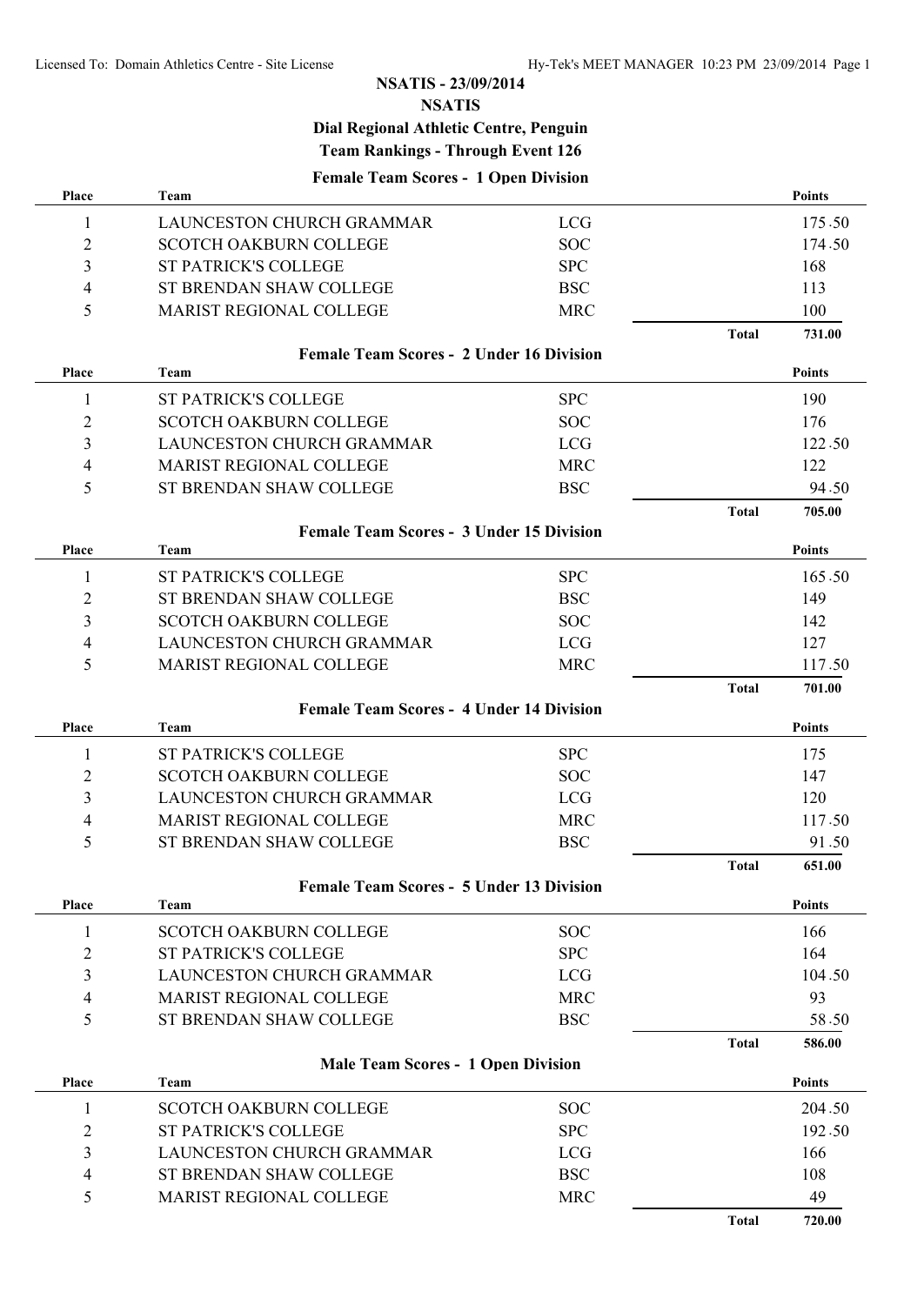# NSATIS - 23/09/2014

## NSATIS

### Dial Regional Athletic Centre, Penguin

### Team Rankings - Through Event 126

**Female Team Scores - 1 Open Division**

| Place | Team | | | Points |
|---|---|---|---|---|
| 1 | LAUNCESTON CHURCH GRAMMAR | LCG | | 175.50 |
| 2 | SCOTCH OAKBURN COLLEGE | SOC | | 174.50 |
| 3 | ST PATRICK'S COLLEGE | SPC | | 168 |
| 4 | ST BRENDAN SHAW COLLEGE | BSC | | 113 |
| 5 | MARIST REGIONAL COLLEGE | MRC | | 100 |
| | | | **Total** | **731.00** |

**Female Team Scores - 2 Under 16 Division**

| Place | Team | | | Points |
|---|---|---|---|---|
| 1 | ST PATRICK'S COLLEGE | SPC | | 190 |
| 2 | SCOTCH OAKBURN COLLEGE | SOC | | 176 |
| 3 | LAUNCESTON CHURCH GRAMMAR | LCG | | 122.50 |
| 4 | MARIST REGIONAL COLLEGE | MRC | | 122 |
| 5 | ST BRENDAN SHAW COLLEGE | BSC | | 94.50 |
| | | | **Total** | **705.00** |

**Female Team Scores - 3 Under 15 Division**

| Place | Team | | | Points |
|---|---|---|---|---|
| 1 | ST PATRICK'S COLLEGE | SPC | | 165.50 |
| 2 | ST BRENDAN SHAW COLLEGE | BSC | | 149 |
| 3 | SCOTCH OAKBURN COLLEGE | SOC | | 142 |
| 4 | LAUNCESTON CHURCH GRAMMAR | LCG | | 127 |
| 5 | MARIST REGIONAL COLLEGE | MRC | | 117.50 |
| | | | **Total** | **701.00** |

**Female Team Scores - 4 Under 14 Division**

| Place | Team | | | Points |
|---|---|---|---|---|
| 1 | ST PATRICK'S COLLEGE | SPC | | 175 |
| 2 | SCOTCH OAKBURN COLLEGE | SOC | | 147 |
| 3 | LAUNCESTON CHURCH GRAMMAR | LCG | | 120 |
| 4 | MARIST REGIONAL COLLEGE | MRC | | 117.50 |
| 5 | ST BRENDAN SHAW COLLEGE | BSC | | 91.50 |
| | | | **Total** | **651.00** |

**Female Team Scores - 5 Under 13 Division**

| Place | Team | | | Points |
|---|---|---|---|---|
| 1 | SCOTCH OAKBURN COLLEGE | SOC | | 166 |
| 2 | ST PATRICK'S COLLEGE | SPC | | 164 |
| 3 | LAUNCESTON CHURCH GRAMMAR | LCG | | 104.50 |
| 4 | MARIST REGIONAL COLLEGE | MRC | | 93 |
| 5 | ST BRENDAN SHAW COLLEGE | BSC | | 58.50 |
| | | | **Total** | **586.00** |

**Male Team Scores - 1 Open Division**

| Place | Team | | | Points |
|---|---|---|---|---|
| 1 | SCOTCH OAKBURN COLLEGE | SOC | | 204.50 |
| 2 | ST PATRICK'S COLLEGE | SPC | | 192.50 |
| 3 | LAUNCESTON CHURCH GRAMMAR | LCG | | 166 |
| 4 | ST BRENDAN SHAW COLLEGE | BSC | | 108 |
| 5 | MARIST REGIONAL COLLEGE | MRC | | 49 |
| | | | **Total** | **720.00** |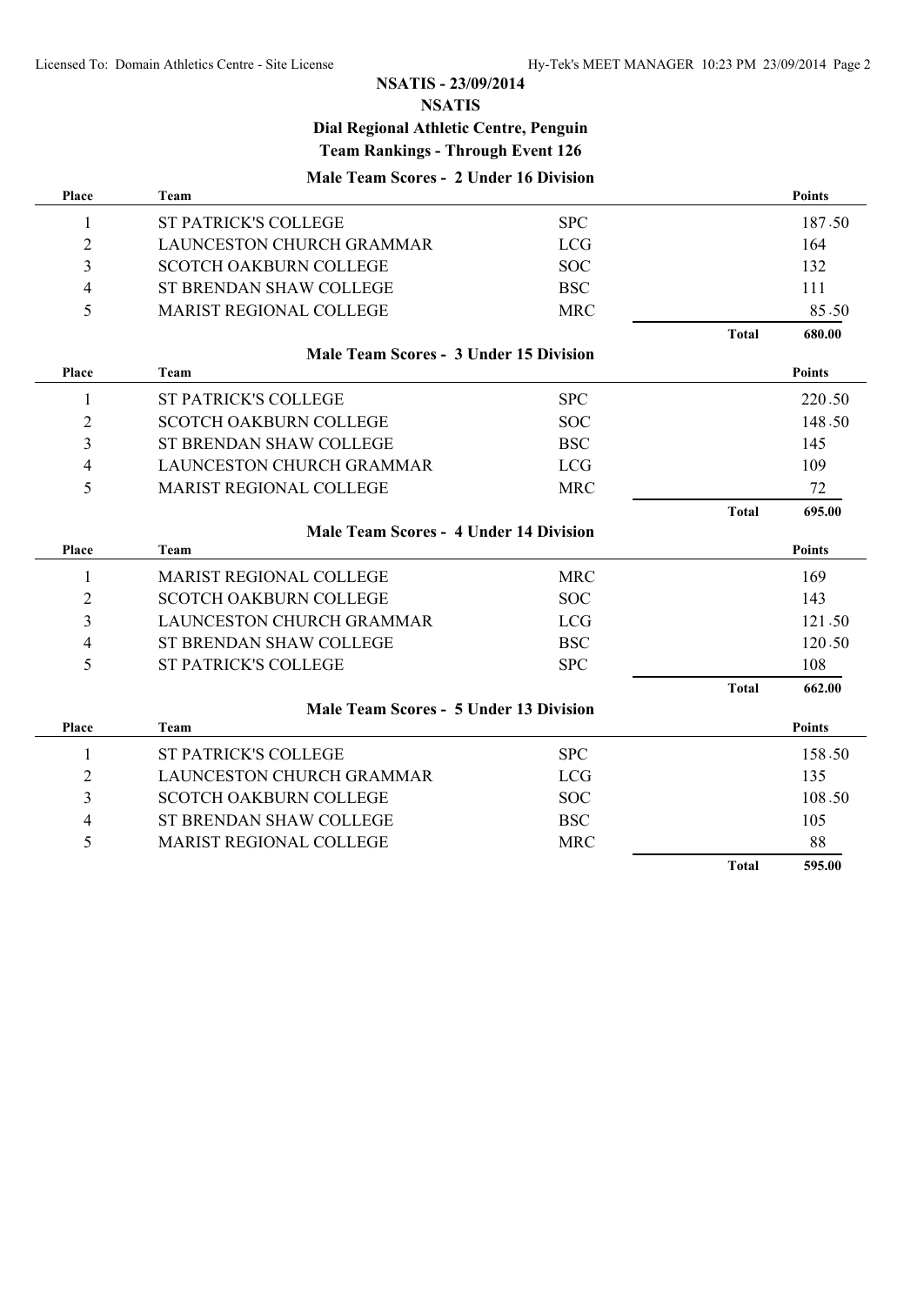# NSATIS - 23/09/2014

## NSATIS

### Dial Regional Athletic Centre, Penguin

### Team Rankings - Through Event 126

**Male Team Scores - 2 Under 16 Division**

| Place | Team | | Points |
|---|---|---|---|
| 1 | ST PATRICK'S COLLEGE | SPC | 187.50 |
| 2 | LAUNCESTON CHURCH GRAMMAR | LCG | 164 |
| 3 | SCOTCH OAKBURN COLLEGE | SOC | 132 |
| 4 | ST BRENDAN SHAW COLLEGE | BSC | 111 |
| 5 | MARIST REGIONAL COLLEGE | MRC | 85.50 |
| | | **Total** | **680.00** |

**Male Team Scores - 3 Under 15 Division**

| Place | Team | | Points |
|---|---|---|---|
| 1 | ST PATRICK'S COLLEGE | SPC | 220.50 |
| 2 | SCOTCH OAKBURN COLLEGE | SOC | 148.50 |
| 3 | ST BRENDAN SHAW COLLEGE | BSC | 145 |
| 4 | LAUNCESTON CHURCH GRAMMAR | LCG | 109 |
| 5 | MARIST REGIONAL COLLEGE | MRC | 72 |
| | | **Total** | **695.00** |

**Male Team Scores - 4 Under 14 Division**

| Place | Team | | Points |
|---|---|---|---|
| 1 | MARIST REGIONAL COLLEGE | MRC | 169 |
| 2 | SCOTCH OAKBURN COLLEGE | SOC | 143 |
| 3 | LAUNCESTON CHURCH GRAMMAR | LCG | 121.50 |
| 4 | ST BRENDAN SHAW COLLEGE | BSC | 120.50 |
| 5 | ST PATRICK'S COLLEGE | SPC | 108 |
| | | **Total** | **662.00** |

**Male Team Scores - 5 Under 13 Division**

| Place | Team | | Points |
|---|---|---|---|
| 1 | ST PATRICK'S COLLEGE | SPC | 158.50 |
| 2 | LAUNCESTON CHURCH GRAMMAR | LCG | 135 |
| 3 | SCOTCH OAKBURN COLLEGE | SOC | 108.50 |
| 4 | ST BRENDAN SHAW COLLEGE | BSC | 105 |
| 5 | MARIST REGIONAL COLLEGE | MRC | 88 |
| | | **Total** | **595.00** |